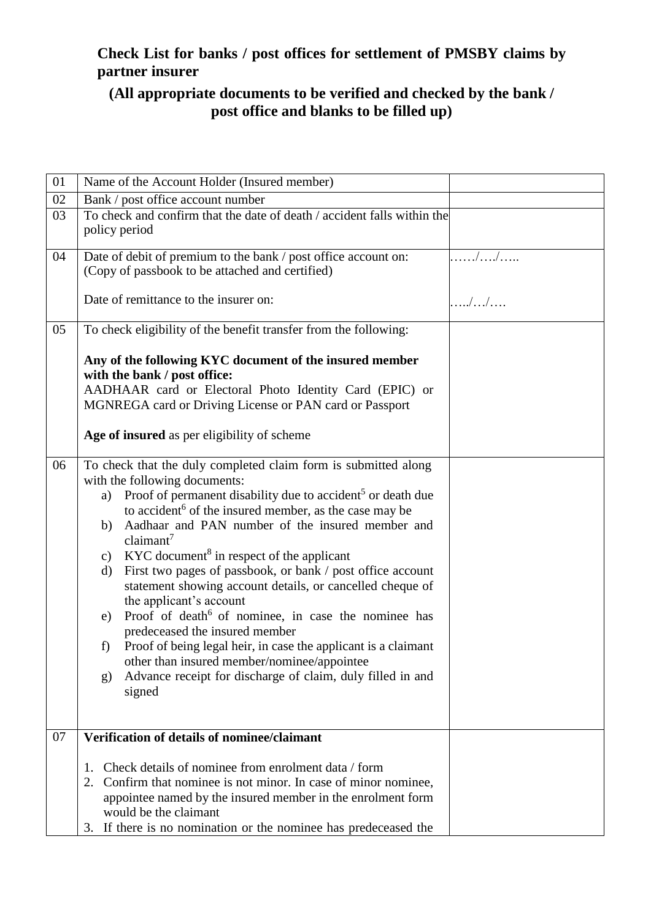## Check List for banks / post offices for settlement of PMSBY claims by partner insurer

### (All appropriate documents to be verified and checked by the bank / post office and blanks to be filled up)

| | | |
|---|---|---|
| 01 | Name of the Account Holder (Insured member) | |
| 02 | Bank / post office account number | |
| 03 | To check and confirm that the date of death / accident falls within the policy period | |
| 04 | Date of debit of premium to the bank / post office account on: (Copy of passbook to be attached and certified)<br><br>Date of remittance to the insurer on: | ……/…./…..<br><br>…../…/…. |
| 05 | To check eligibility of the benefit transfer from the following:<br><br>**Any of the following KYC document of the insured member with the bank / post office:**<br>AADHAAR card or Electoral Photo Identity Card (EPIC) or MGNREGA card or Driving License or PAN card or Passport<br><br>**Age of insured** as per eligibility of scheme | |
| 06 | To check that the duly completed claim form is submitted along with the following documents:<br>a) Proof of permanent disability due to accident[5] or death due to accident[6] of the insured member, as the case may be<br>b) Aadhaar and PAN number of the insured member and claimant[7]<br>c) KYC document[8] in respect of the applicant<br>d) First two pages of passbook, or bank / post office account statement showing account details, or cancelled cheque of the applicant's account<br>e) Proof of death[6] of nominee, in case the nominee has predeceased the insured member<br>f) Proof of being legal heir, in case the applicant is a claimant other than insured member/nominee/appointee<br>g) Advance receipt for discharge of claim, duly filled in and signed | |
| 07 | **Verification of details of nominee/claimant**<br><br>1. Check details of nominee from enrolment data / form<br>2. Confirm that nominee is not minor. In case of minor nominee, appointee named by the insured member in the enrolment form would be the claimant<br>3. If there is no nomination or the nominee has predeceased the | |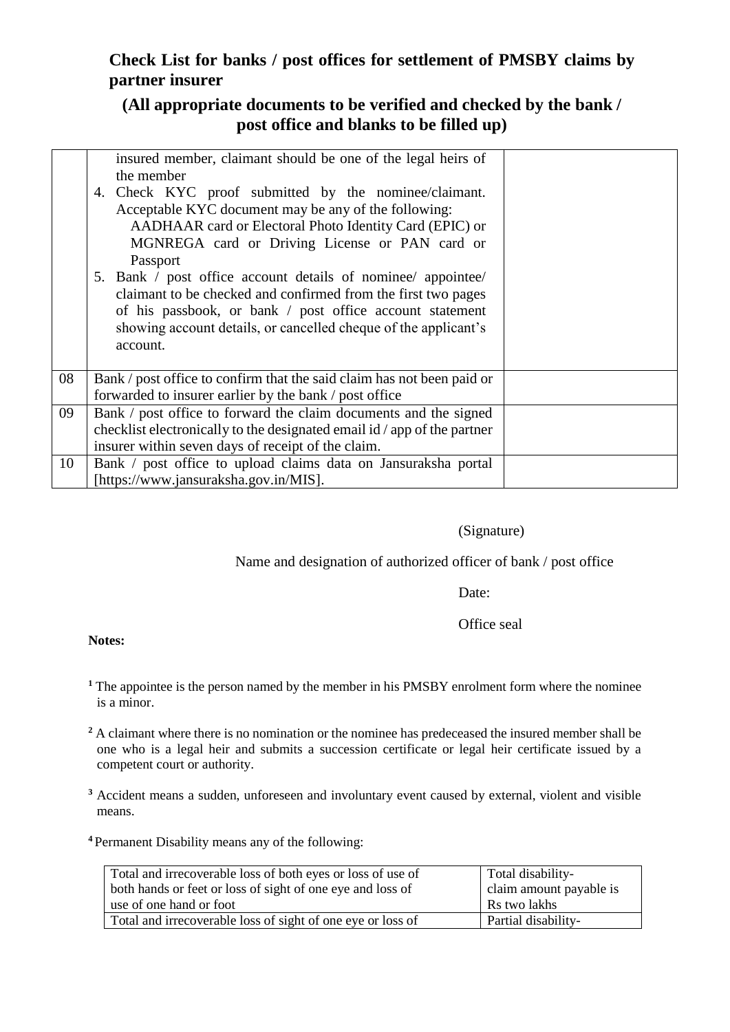## Check List for banks / post offices for settlement of PMSBY claims by partner insurer

### (All appropriate documents to be verified and checked by the bank / post office and blanks to be filled up)

| | | |
|---|---|---|
| | insured member, claimant should be one of the legal heirs of the member<br>4. Check KYC proof submitted by the nominee/claimant. Acceptable KYC document may be any of the following:<br>AADHAAR card or Electoral Photo Identity Card (EPIC) or MGNREGA card or Driving License or PAN card or Passport<br>5. Bank / post office account details of nominee/ appointee/ claimant to be checked and confirmed from the first two pages of his passbook, or bank / post office account statement showing account details, or cancelled cheque of the applicant's account. | |
| 08 | Bank / post office to confirm that the said claim has not been paid or forwarded to insurer earlier by the bank / post office | |
| 09 | Bank / post office to forward the claim documents and the signed checklist electronically to the designated email id / app of the partner insurer within seven days of receipt of the claim. | |
| 10 | Bank / post office to upload claims data on Jansuraksha portal [https://www.jansuraksha.gov.in/MIS]. | |

(Signature)

Name and designation of authorized officer of bank / post office

Date:

Office seal

**Notes:**

[1] The appointee is the person named by the member in his PMSBY enrolment form where the nominee is a minor.

[2] A claimant where there is no nomination or the nominee has predeceased the insured member shall be one who is a legal heir and submits a succession certificate or legal heir certificate issued by a competent court or authority.

[3] Accident means a sudden, unforeseen and involuntary event caused by external, violent and visible means.

[4] Permanent Disability means any of the following:

| | |
|---|---|
| Total and irrecoverable loss of both eyes or loss of use of both hands or feet or loss of sight of one eye and loss of use of one hand or foot | Total disability- claim amount payable is Rs two lakhs |
| Total and irrecoverable loss of sight of one eye or loss of | Partial disability- |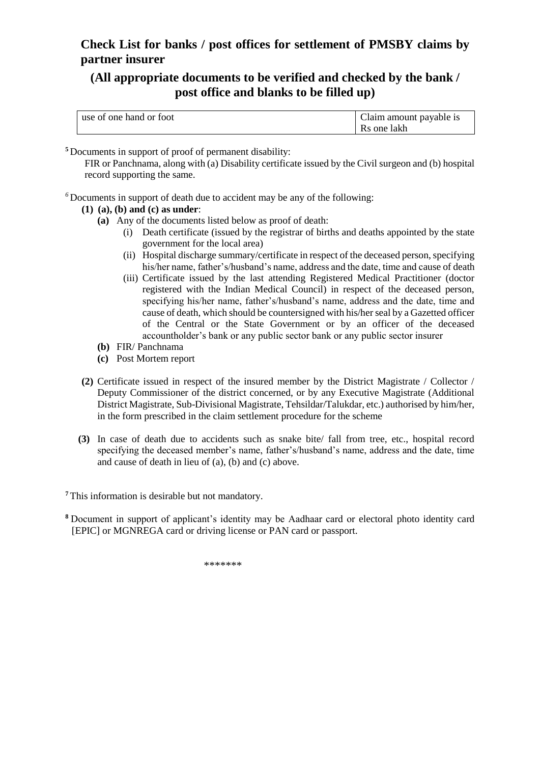## Check List for banks / post offices for settlement of PMSBY claims by partner insurer

### (All appropriate documents to be verified and checked by the bank / post office and blanks to be filled up)

| | |
|---|---|
| use of one hand or foot | Claim amount payable is Rs one lakh |

[5] Documents in support of proof of permanent disability:

FIR or Panchnama, along with (a) Disability certificate issued by the Civil surgeon and (b) hospital record supporting the same.

[6] Documents in support of death due to accident may be any of the following:

**(1) (a), (b) and (c) as under**:

- **(a)** Any of the documents listed below as proof of death:
  - (i) Death certificate (issued by the registrar of births and deaths appointed by the state government for the local area)
  - (ii) Hospital discharge summary/certificate in respect of the deceased person, specifying his/her name, father's/husband's name, address and the date, time and cause of death
  - (iii) Certificate issued by the last attending Registered Medical Practitioner (doctor registered with the Indian Medical Council) in respect of the deceased person, specifying his/her name, father's/husband's name, address and the date, time and cause of death, which should be countersigned with his/her seal by a Gazetted officer of the Central or the State Government or by an officer of the deceased accountholder's bank or any public sector bank or any public sector insurer
- **(b)** FIR/ Panchnama
- **(c)** Post Mortem report

**(2)** Certificate issued in respect of the insured member by the District Magistrate / Collector / Deputy Commissioner of the district concerned, or by any Executive Magistrate (Additional District Magistrate, Sub-Divisional Magistrate, Tehsildar/Talukdar, etc.) authorised by him/her, in the form prescribed in the claim settlement procedure for the scheme

**(3)** In case of death due to accidents such as snake bite/ fall from tree, etc., hospital record specifying the deceased member's name, father's/husband's name, address and the date, time and cause of death in lieu of (a), (b) and (c) above.

[7] This information is desirable but not mandatory.

[8] Document in support of applicant's identity may be Aadhaar card or electoral photo identity card [EPIC] or MGNREGA card or driving license or PAN card or passport.

*******